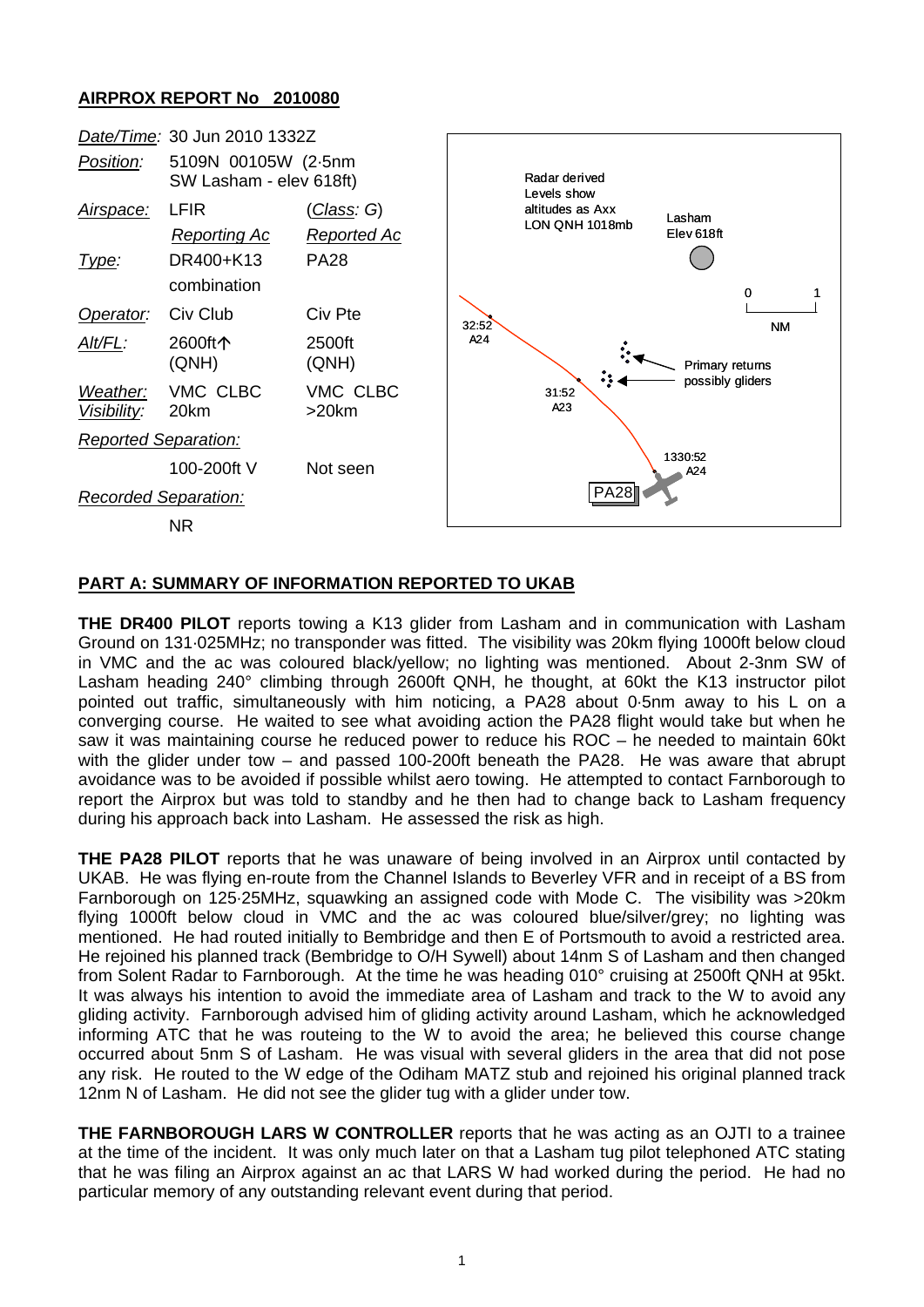## AIRPROX REPORT No 2010080

| | | |
|---|---|---|
| *Date/Time:* | 30 Jun 2010 1332Z | |
| *Position:* | 5109N 00105W (2·5nm SW Lasham - elev 618ft) | |
| *Airspace:* | LFIR | (*Class: G*) |
| | *Reporting Ac* | *Reported Ac* |
| *Type:* | DR400+K13 combination | PA28 |
| *Operator:* | Civ Club | Civ Pte |
| *Alt/FL:* | 2600ft↑ (QNH) | 2500ft (QNH) |
| *Weather:* *Visibility:* | VMC CLBC 20km | VMC CLBC >20km |
| *Reported Separation:* | | |
| | 100-200ft V | Not seen |
| *Recorded Separation:* | | |
| | NR | |

Radar derived Levels show altitudes as Axx LON QNH 1018mb

Lasham Elev 618ft

0 1 NM

32:52 A24

31:52 A23

1330:52 A24

PA28

Primary returns possibly gliders

## PART A: SUMMARY OF INFORMATION REPORTED TO UKAB

**THE DR400 PILOT** reports towing a K13 glider from Lasham and in communication with Lasham Ground on 131·025MHz; no transponder was fitted. The visibility was 20km flying 1000ft below cloud in VMC and the ac was coloured black/yellow; no lighting was mentioned. About 2-3nm SW of Lasham heading 240° climbing through 2600ft QNH, he thought, at 60kt the K13 instructor pilot pointed out traffic, simultaneously with him noticing, a PA28 about 0·5nm away to his L on a converging course. He waited to see what avoiding action the PA28 flight would take but when he saw it was maintaining course he reduced power to reduce his ROC – he needed to maintain 60kt with the glider under tow – and passed 100-200ft beneath the PA28. He was aware that abrupt avoidance was to be avoided if possible whilst aero towing. He attempted to contact Farnborough to report the Airprox but was told to standby and he then had to change back to Lasham frequency during his approach back into Lasham. He assessed the risk as high.

**THE PA28 PILOT** reports that he was unaware of being involved in an Airprox until contacted by UKAB. He was flying en-route from the Channel Islands to Beverley VFR and in receipt of a BS from Farnborough on 125·25MHz, squawking an assigned code with Mode C. The visibility was >20km flying 1000ft below cloud in VMC and the ac was coloured blue/silver/grey; no lighting was mentioned. He had routed initially to Bembridge and then E of Portsmouth to avoid a restricted area. He rejoined his planned track (Bembridge to O/H Sywell) about 14nm S of Lasham and then changed from Solent Radar to Farnborough. At the time he was heading 010° cruising at 2500ft QNH at 95kt. It was always his intention to avoid the immediate area of Lasham and track to the W to avoid any gliding activity. Farnborough advised him of gliding activity around Lasham, which he acknowledged informing ATC that he was routeing to the W to avoid the area; he believed this course change occurred about 5nm S of Lasham. He was visual with several gliders in the area that did not pose any risk. He routed to the W edge of the Odiham MATZ stub and rejoined his original planned track 12nm N of Lasham. He did not see the glider tug with a glider under tow.

**THE FARNBOROUGH LARS W CONTROLLER** reports that he was acting as an OJTI to a trainee at the time of the incident. It was only much later on that a Lasham tug pilot telephoned ATC stating that he was filing an Airprox against an ac that LARS W had worked during the period. He had no particular memory of any outstanding relevant event during that period.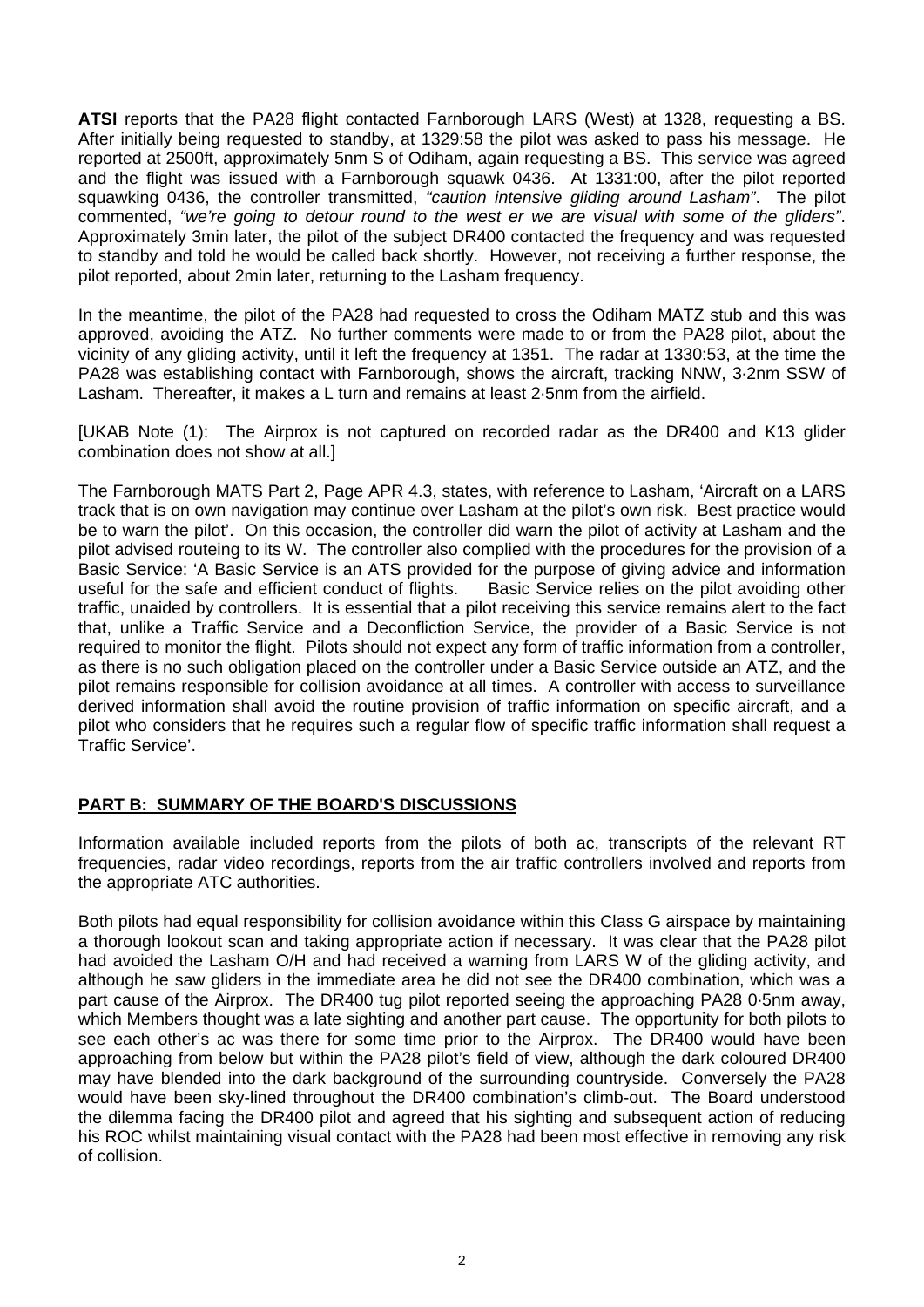**ATSI** reports that the PA28 flight contacted Farnborough LARS (West) at 1328, requesting a BS. After initially being requested to standby, at 1329:58 the pilot was asked to pass his message. He reported at 2500ft, approximately 5nm S of Odiham, again requesting a BS. This service was agreed and the flight was issued with a Farnborough squawk 0436. At 1331:00, after the pilot reported squawking 0436, the controller transmitted, *"caution intensive gliding around Lasham"*. The pilot commented, *"we're going to detour round to the west er we are visual with some of the gliders"*. Approximately 3min later, the pilot of the subject DR400 contacted the frequency and was requested to standby and told he would be called back shortly. However, not receiving a further response, the pilot reported, about 2min later, returning to the Lasham frequency.

In the meantime, the pilot of the PA28 had requested to cross the Odiham MATZ stub and this was approved, avoiding the ATZ. No further comments were made to or from the PA28 pilot, about the vicinity of any gliding activity, until it left the frequency at 1351. The radar at 1330:53, at the time the PA28 was establishing contact with Farnborough, shows the aircraft, tracking NNW, 3·2nm SSW of Lasham. Thereafter, it makes a L turn and remains at least 2·5nm from the airfield.

[UKAB Note (1): The Airprox is not captured on recorded radar as the DR400 and K13 glider combination does not show at all.]

The Farnborough MATS Part 2, Page APR 4.3, states, with reference to Lasham, 'Aircraft on a LARS track that is on own navigation may continue over Lasham at the pilot's own risk. Best practice would be to warn the pilot'. On this occasion, the controller did warn the pilot of activity at Lasham and the pilot advised routeing to its W. The controller also complied with the procedures for the provision of a Basic Service: 'A Basic Service is an ATS provided for the purpose of giving advice and information useful for the safe and efficient conduct of flights. Basic Service relies on the pilot avoiding other traffic, unaided by controllers. It is essential that a pilot receiving this service remains alert to the fact that, unlike a Traffic Service and a Deconfliction Service, the provider of a Basic Service is not required to monitor the flight. Pilots should not expect any form of traffic information from a controller, as there is no such obligation placed on the controller under a Basic Service outside an ATZ, and the pilot remains responsible for collision avoidance at all times. A controller with access to surveillance derived information shall avoid the routine provision of traffic information on specific aircraft, and a pilot who considers that he requires such a regular flow of specific traffic information shall request a Traffic Service'.

## PART B: SUMMARY OF THE BOARD'S DISCUSSIONS

Information available included reports from the pilots of both ac, transcripts of the relevant RT frequencies, radar video recordings, reports from the air traffic controllers involved and reports from the appropriate ATC authorities.

Both pilots had equal responsibility for collision avoidance within this Class G airspace by maintaining a thorough lookout scan and taking appropriate action if necessary. It was clear that the PA28 pilot had avoided the Lasham O/H and had received a warning from LARS W of the gliding activity, and although he saw gliders in the immediate area he did not see the DR400 combination, which was a part cause of the Airprox. The DR400 tug pilot reported seeing the approaching PA28 0·5nm away, which Members thought was a late sighting and another part cause. The opportunity for both pilots to see each other's ac was there for some time prior to the Airprox. The DR400 would have been approaching from below but within the PA28 pilot's field of view, although the dark coloured DR400 may have blended into the dark background of the surrounding countryside. Conversely the PA28 would have been sky-lined throughout the DR400 combination's climb-out. The Board understood the dilemma facing the DR400 pilot and agreed that his sighting and subsequent action of reducing his ROC whilst maintaining visual contact with the PA28 had been most effective in removing any risk of collision.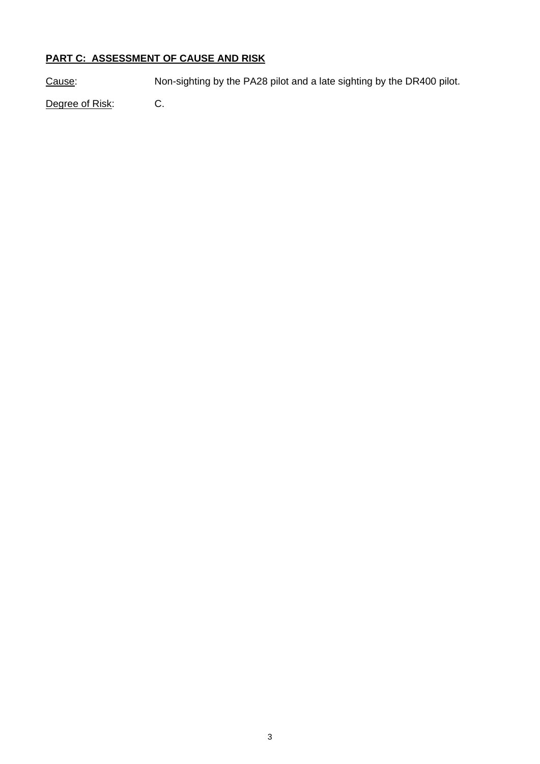**PART C: ASSESSMENT OF CAUSE AND RISK**

Cause: Non-sighting by the PA28 pilot and a late sighting by the DR400 pilot.

Degree of Risk: C.